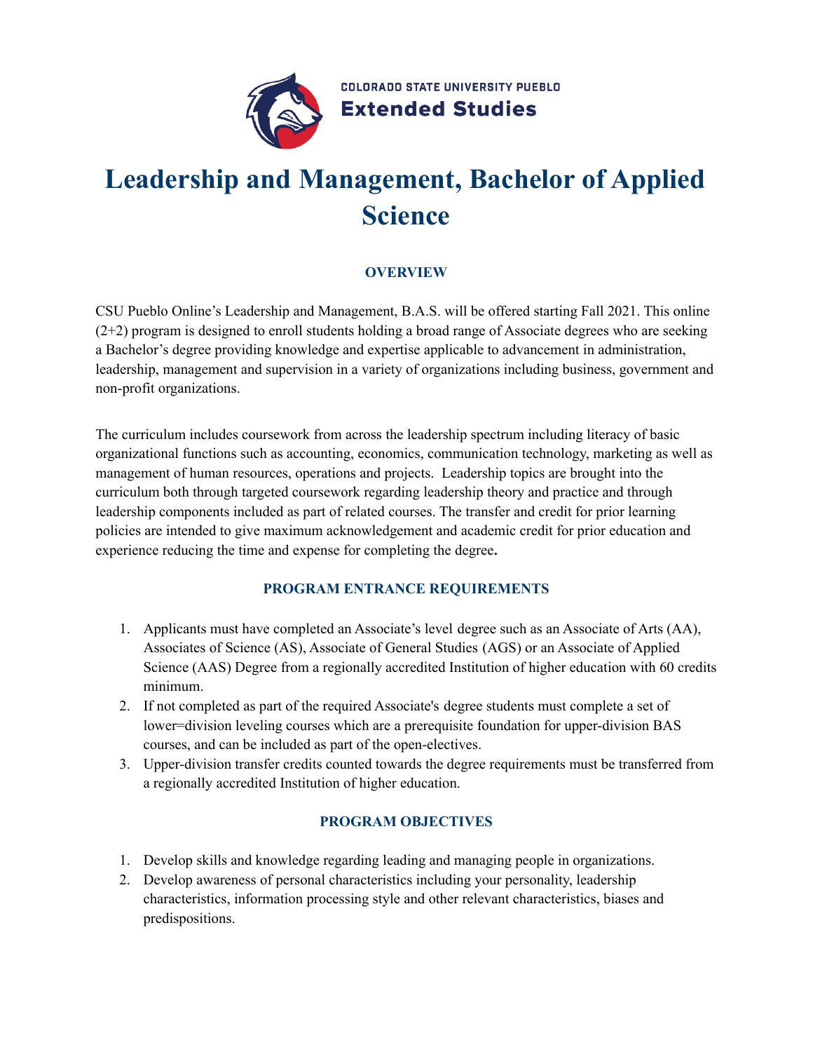COLORADO STATE UNIVERSITY PUEBLO
**Extended Studies**

# Leadership and Management, Bachelor of Applied Science

## OVERVIEW

CSU Pueblo Online's Leadership and Management, B.A.S. will be offered starting Fall 2021. This online (2+2) program is designed to enroll students holding a broad range of Associate degrees who are seeking a Bachelor's degree providing knowledge and expertise applicable to advancement in administration, leadership, management and supervision in a variety of organizations including business, government and non-profit organizations.

The curriculum includes coursework from across the leadership spectrum including literacy of basic organizational functions such as accounting, economics, communication technology, marketing as well as management of human resources, operations and projects. Leadership topics are brought into the curriculum both through targeted coursework regarding leadership theory and practice and through leadership components included as part of related courses. The transfer and credit for prior learning policies are intended to give maximum acknowledgement and academic credit for prior education and experience reducing the time and expense for completing the degree.

## PROGRAM ENTRANCE REQUIREMENTS

1. Applicants must have completed an Associate's level degree such as an Associate of Arts (AA), Associates of Science (AS), Associate of General Studies (AGS) or an Associate of Applied Science (AAS) Degree from a regionally accredited Institution of higher education with 60 credits minimum.
2. If not completed as part of the required Associate's degree students must complete a set of lower=division leveling courses which are a prerequisite foundation for upper-division BAS courses, and can be included as part of the open-electives.
3. Upper-division transfer credits counted towards the degree requirements must be transferred from a regionally accredited Institution of higher education.

## PROGRAM OBJECTIVES

1. Develop skills and knowledge regarding leading and managing people in organizations.
2. Develop awareness of personal characteristics including your personality, leadership characteristics, information processing style and other relevant characteristics, biases and predispositions.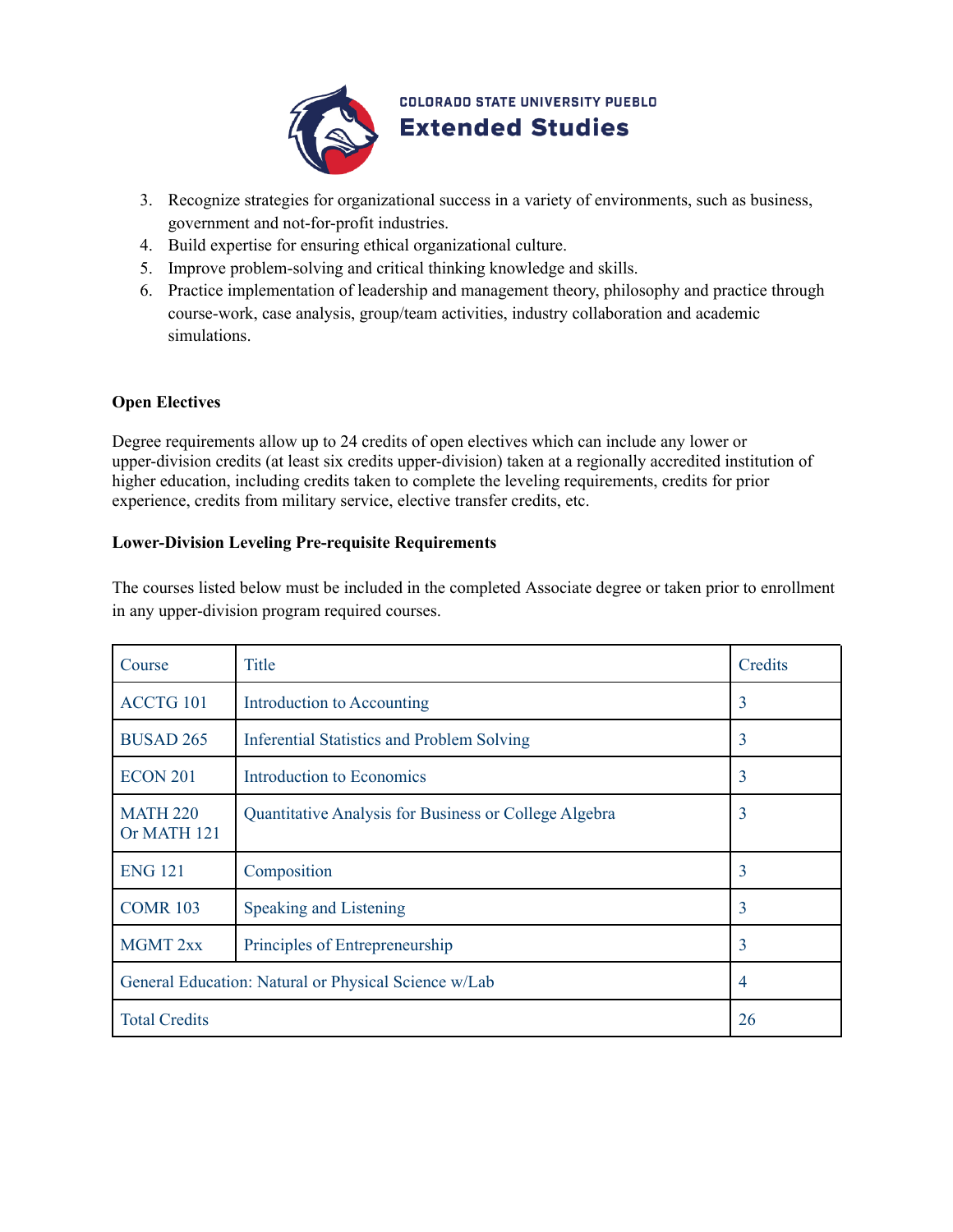3. Recognize strategies for organizational success in a variety of environments, such as business, government and not-for-profit industries.
4. Build expertise for ensuring ethical organizational culture.
5. Improve problem-solving and critical thinking knowledge and skills.
6. Practice implementation of leadership and management theory, philosophy and practice through course-work, case analysis, group/team activities, industry collaboration and academic simulations.

**Open Electives**

Degree requirements allow up to 24 credits of open electives which can include any lower or upper-division credits (at least six credits upper-division) taken at a regionally accredited institution of higher education, including credits taken to complete the leveling requirements, credits for prior experience, credits from military service, elective transfer credits, etc.

**Lower-Division Leveling Pre-requisite Requirements**

The courses listed below must be included in the completed Associate degree or taken prior to enrollment in any upper-division program required courses.

| Course | Title | Credits |
|---|---|---|
| ACCTG 101 | Introduction to Accounting | 3 |
| BUSAD 265 | Inferential Statistics and Problem Solving | 3 |
| ECON 201 | Introduction to Economics | 3 |
| MATH 220 Or MATH 121 | Quantitative Analysis for Business or College Algebra | 3 |
| ENG 121 | Composition | 3 |
| COMR 103 | Speaking and Listening | 3 |
| MGMT 2xx | Principles of Entrepreneurship | 3 |
| General Education: Natural or Physical Science w/Lab | | 4 |
| Total Credits | | 26 |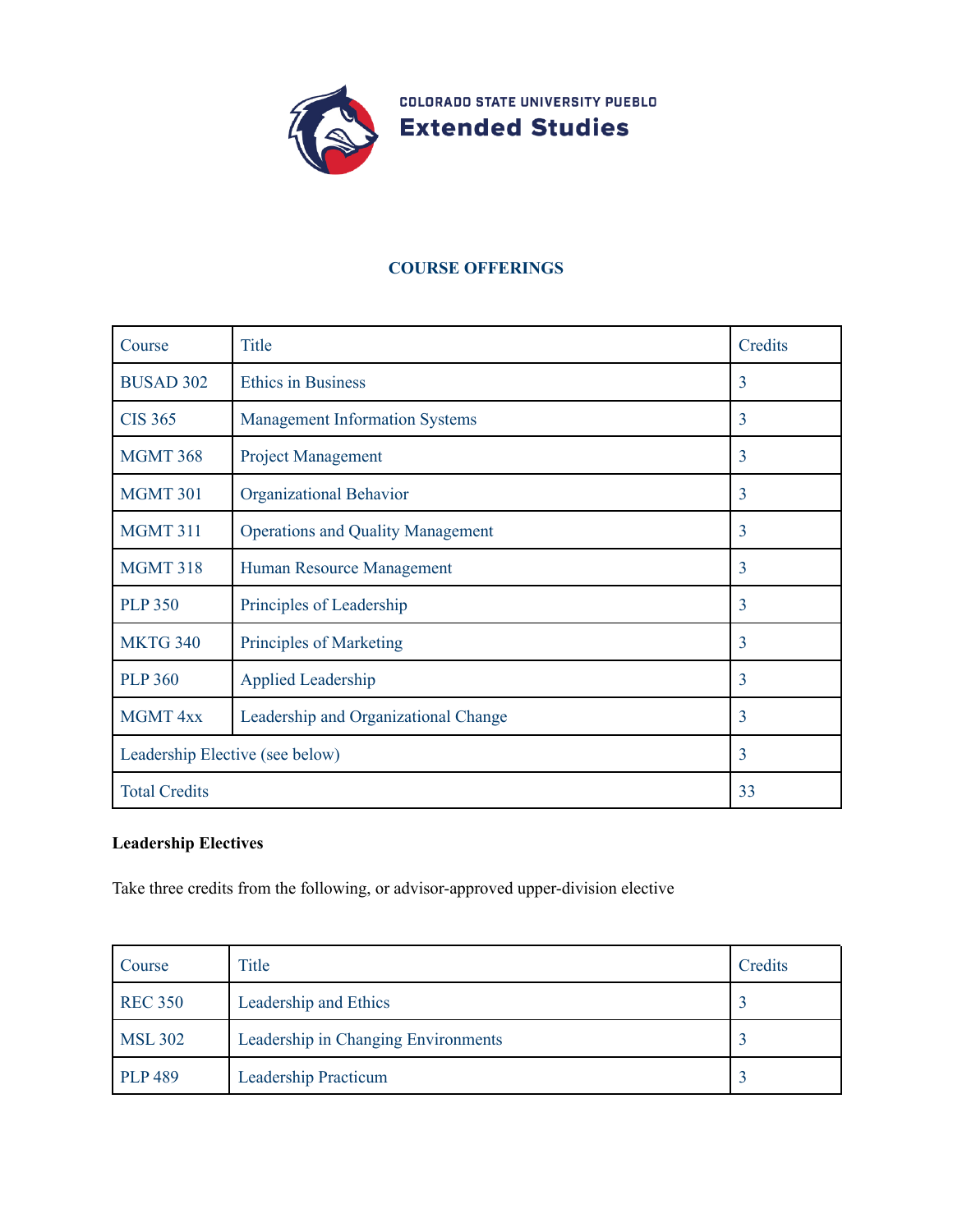COLORADO STATE UNIVERSITY PUEBLO
**Extended Studies**

## COURSE OFFERINGS

| Course | Title | Credits |
|---|---|---|
| BUSAD 302 | Ethics in Business | 3 |
| CIS 365 | Management Information Systems | 3 |
| MGMT 368 | Project Management | 3 |
| MGMT 301 | Organizational Behavior | 3 |
| MGMT 311 | Operations and Quality Management | 3 |
| MGMT 318 | Human Resource Management | 3 |
| PLP 350 | Principles of Leadership | 3 |
| MKTG 340 | Principles of Marketing | 3 |
| PLP 360 | Applied Leadership | 3 |
| MGMT 4xx | Leadership and Organizational Change | 3 |
| Leadership Elective (see below) | | 3 |
| Total Credits | | 33 |

**Leadership Electives**

Take three credits from the following, or advisor-approved upper-division elective

| Course | Title | Credits |
|---|---|---|
| REC 350 | Leadership and Ethics | 3 |
| MSL 302 | Leadership in Changing Environments | 3 |
| PLP 489 | Leadership Practicum | 3 |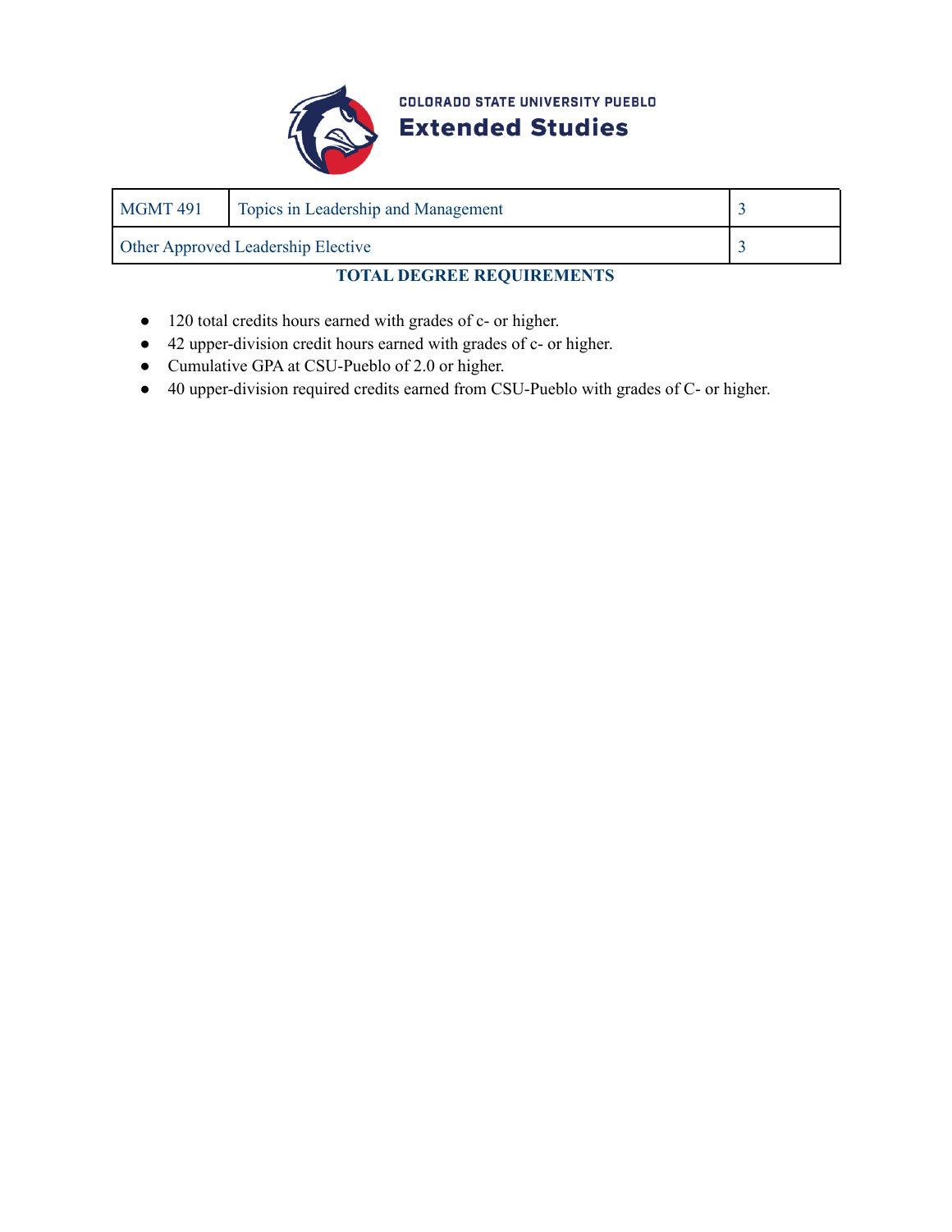| | | |
|---|---|---|
| MGMT 491 | Topics in Leadership and Management | 3 |
| Other Approved Leadership Elective | | 3 |

**TOTAL DEGREE REQUIREMENTS**

- 120 total credits hours earned with grades of c- or higher.
- 42 upper-division credit hours earned with grades of c- or higher.
- Cumulative GPA at CSU-Pueblo of 2.0 or higher.
- 40 upper-division required credits earned from CSU-Pueblo with grades of C- or higher.